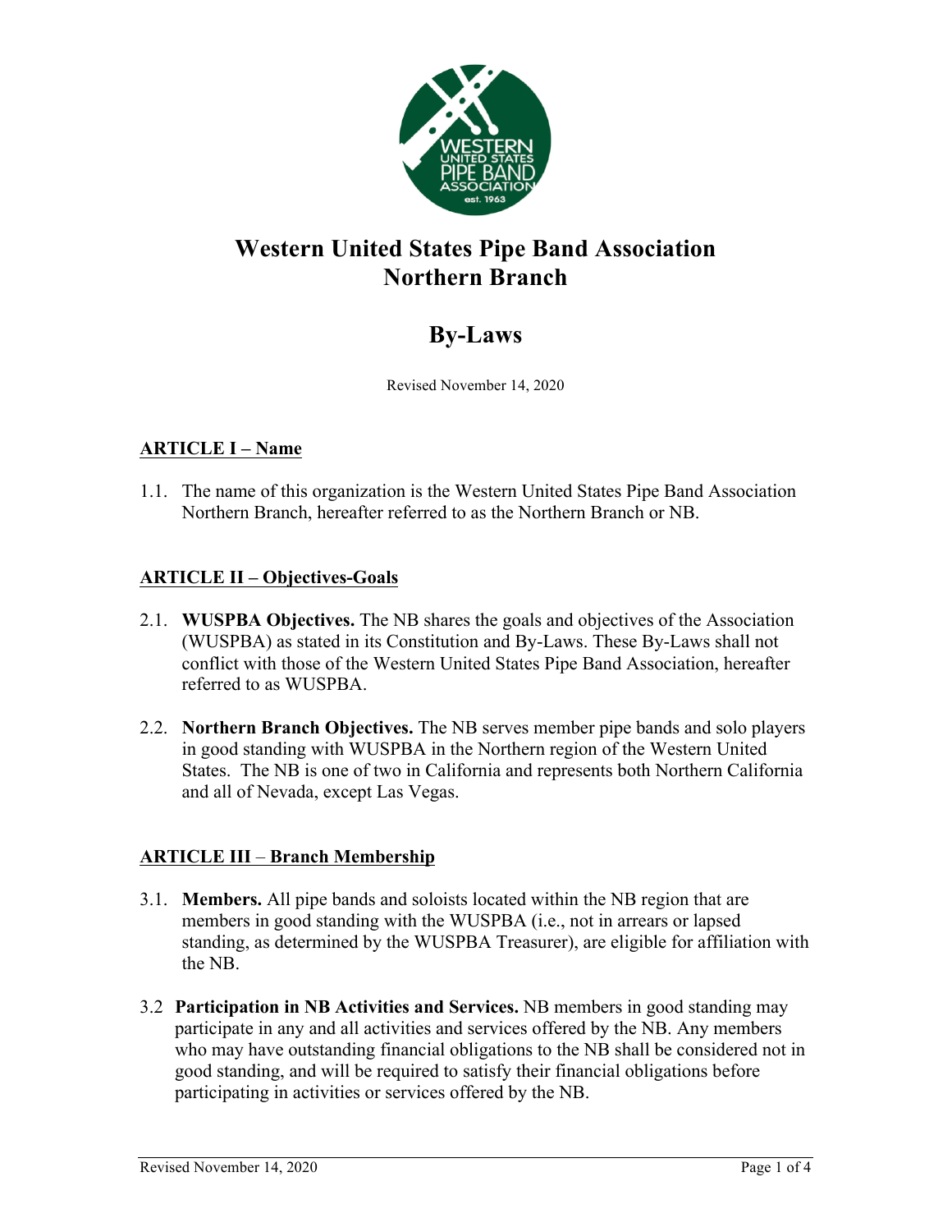# Western United States Pipe Band Association Northern Branch

# By-Laws

Revised November 14, 2020

## ARTICLE I – Name

1.1. The name of this organization is the Western United States Pipe Band Association Northern Branch, hereafter referred to as the Northern Branch or NB.

## ARTICLE II – Objectives-Goals

2.1. **WUSPBA Objectives.** The NB shares the goals and objectives of the Association (WUSPBA) as stated in its Constitution and By-Laws. These By-Laws shall not conflict with those of the Western United States Pipe Band Association, hereafter referred to as WUSPBA.

2.2. **Northern Branch Objectives.** The NB serves member pipe bands and solo players in good standing with WUSPBA in the Northern region of the Western United States. The NB is one of two in California and represents both Northern California and all of Nevada, except Las Vegas.

## ARTICLE III – Branch Membership

3.1. **Members.** All pipe bands and soloists located within the NB region that are members in good standing with the WUSPBA (i.e., not in arrears or lapsed standing, as determined by the WUSPBA Treasurer), are eligible for affiliation with the NB.

3.2 **Participation in NB Activities and Services.** NB members in good standing may participate in any and all activities and services offered by the NB. Any members who may have outstanding financial obligations to the NB shall be considered not in good standing, and will be required to satisfy their financial obligations before participating in activities or services offered by the NB.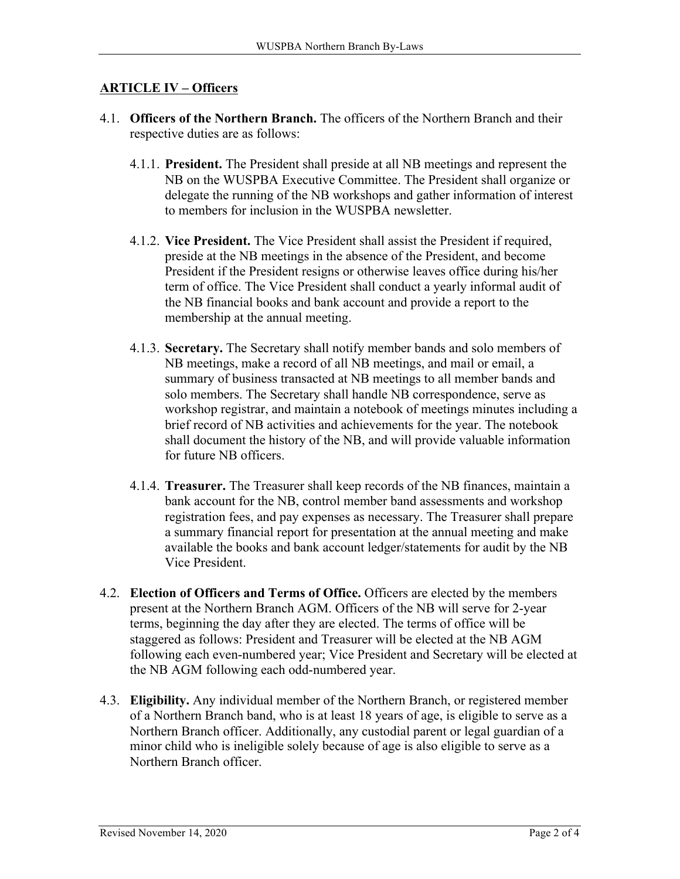## ARTICLE IV – Officers

4.1. **Officers of the Northern Branch.** The officers of the Northern Branch and their respective duties are as follows:

4.1.1. **President.** The President shall preside at all NB meetings and represent the NB on the WUSPBA Executive Committee. The President shall organize or delegate the running of the NB workshops and gather information of interest to members for inclusion in the WUSPBA newsletter.

4.1.2. **Vice President.** The Vice President shall assist the President if required, preside at the NB meetings in the absence of the President, and become President if the President resigns or otherwise leaves office during his/her term of office. The Vice President shall conduct a yearly informal audit of the NB financial books and bank account and provide a report to the membership at the annual meeting.

4.1.3. **Secretary.** The Secretary shall notify member bands and solo members of NB meetings, make a record of all NB meetings, and mail or email, a summary of business transacted at NB meetings to all member bands and solo members. The Secretary shall handle NB correspondence, serve as workshop registrar, and maintain a notebook of meetings minutes including a brief record of NB activities and achievements for the year. The notebook shall document the history of the NB, and will provide valuable information for future NB officers.

4.1.4. **Treasurer.** The Treasurer shall keep records of the NB finances, maintain a bank account for the NB, control member band assessments and workshop registration fees, and pay expenses as necessary. The Treasurer shall prepare a summary financial report for presentation at the annual meeting and make available the books and bank account ledger/statements for audit by the NB Vice President.

4.2. **Election of Officers and Terms of Office.** Officers are elected by the members present at the Northern Branch AGM. Officers of the NB will serve for 2-year terms, beginning the day after they are elected. The terms of office will be staggered as follows: President and Treasurer will be elected at the NB AGM following each even-numbered year; Vice President and Secretary will be elected at the NB AGM following each odd-numbered year.

4.3. **Eligibility.** Any individual member of the Northern Branch, or registered member of a Northern Branch band, who is at least 18 years of age, is eligible to serve as a Northern Branch officer. Additionally, any custodial parent or legal guardian of a minor child who is ineligible solely because of age is also eligible to serve as a Northern Branch officer.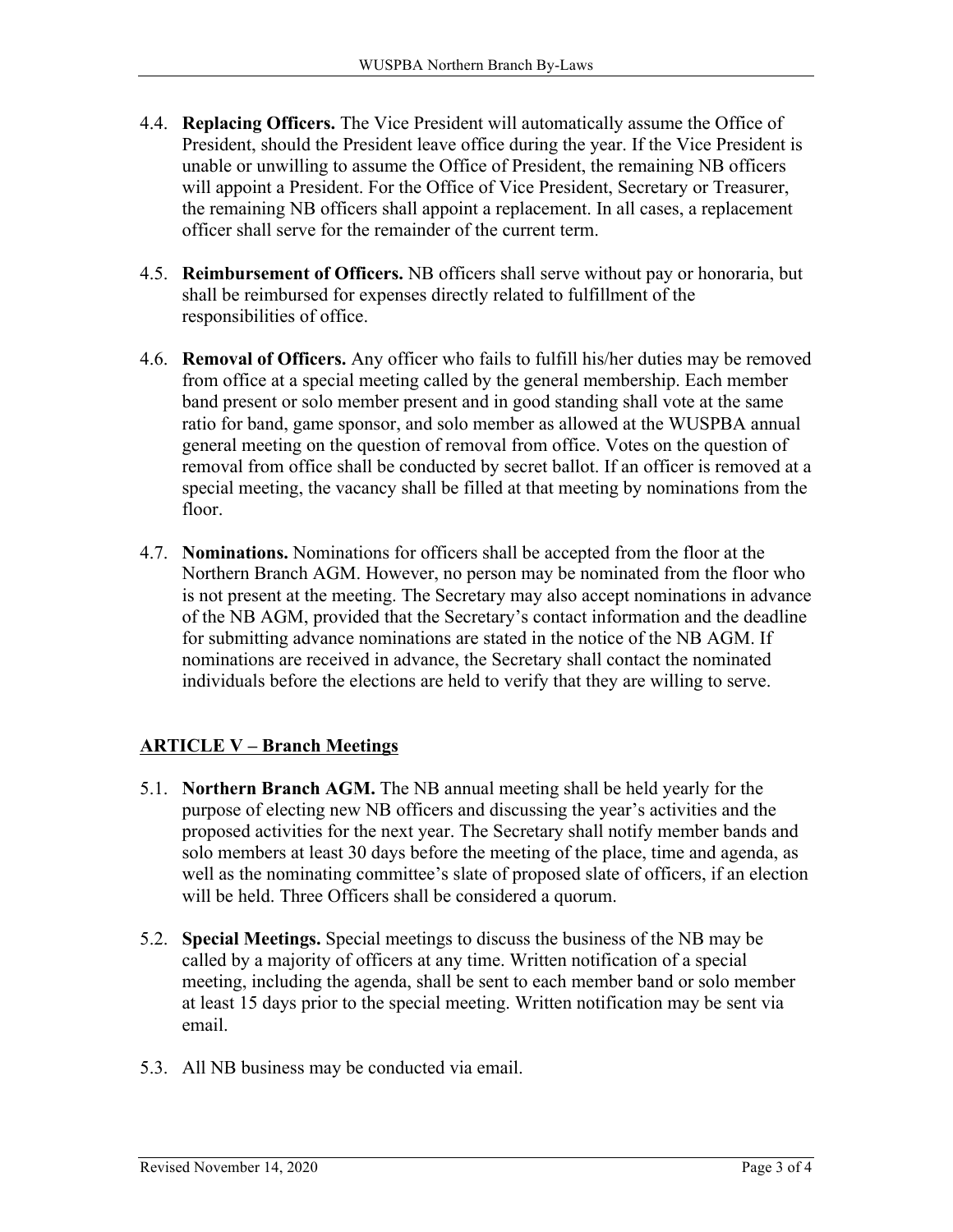4.4. **Replacing Officers.** The Vice President will automatically assume the Office of President, should the President leave office during the year. If the Vice President is unable or unwilling to assume the Office of President, the remaining NB officers will appoint a President. For the Office of Vice President, Secretary or Treasurer, the remaining NB officers shall appoint a replacement. In all cases, a replacement officer shall serve for the remainder of the current term.

4.5. **Reimbursement of Officers.** NB officers shall serve without pay or honoraria, but shall be reimbursed for expenses directly related to fulfillment of the responsibilities of office.

4.6. **Removal of Officers.** Any officer who fails to fulfill his/her duties may be removed from office at a special meeting called by the general membership. Each member band present or solo member present and in good standing shall vote at the same ratio for band, game sponsor, and solo member as allowed at the WUSPBA annual general meeting on the question of removal from office. Votes on the question of removal from office shall be conducted by secret ballot. If an officer is removed at a special meeting, the vacancy shall be filled at that meeting by nominations from the floor.

4.7. **Nominations.** Nominations for officers shall be accepted from the floor at the Northern Branch AGM. However, no person may be nominated from the floor who is not present at the meeting. The Secretary may also accept nominations in advance of the NB AGM, provided that the Secretary's contact information and the deadline for submitting advance nominations are stated in the notice of the NB AGM. If nominations are received in advance, the Secretary shall contact the nominated individuals before the elections are held to verify that they are willing to serve.

## ARTICLE V – Branch Meetings

5.1. **Northern Branch AGM.** The NB annual meeting shall be held yearly for the purpose of electing new NB officers and discussing the year's activities and the proposed activities for the next year. The Secretary shall notify member bands and solo members at least 30 days before the meeting of the place, time and agenda, as well as the nominating committee's slate of proposed slate of officers, if an election will be held. Three Officers shall be considered a quorum.

5.2. **Special Meetings.** Special meetings to discuss the business of the NB may be called by a majority of officers at any time. Written notification of a special meeting, including the agenda, shall be sent to each member band or solo member at least 15 days prior to the special meeting. Written notification may be sent via email.

5.3. All NB business may be conducted via email.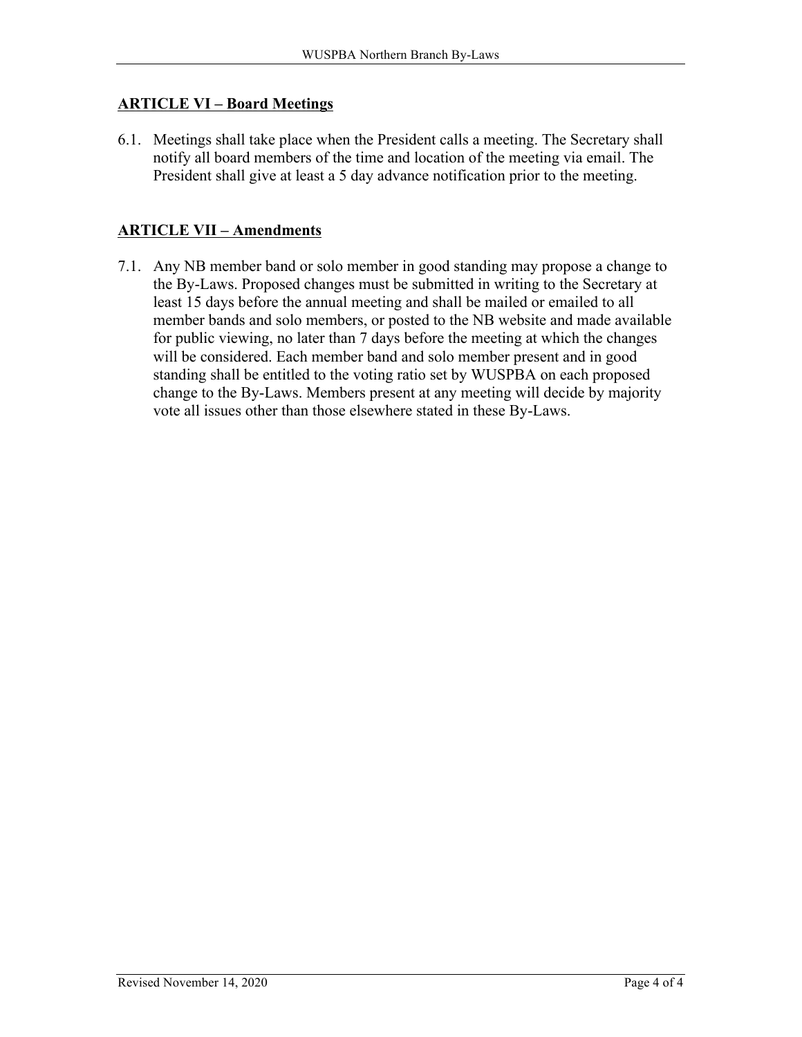## ARTICLE VI – Board Meetings

6.1. Meetings shall take place when the President calls a meeting. The Secretary shall notify all board members of the time and location of the meeting via email. The President shall give at least a 5 day advance notification prior to the meeting.

## ARTICLE VII – Amendments

7.1. Any NB member band or solo member in good standing may propose a change to the By-Laws. Proposed changes must be submitted in writing to the Secretary at least 15 days before the annual meeting and shall be mailed or emailed to all member bands and solo members, or posted to the NB website and made available for public viewing, no later than 7 days before the meeting at which the changes will be considered. Each member band and solo member present and in good standing shall be entitled to the voting ratio set by WUSPBA on each proposed change to the By-Laws. Members present at any meeting will decide by majority vote all issues other than those elsewhere stated in these By-Laws.